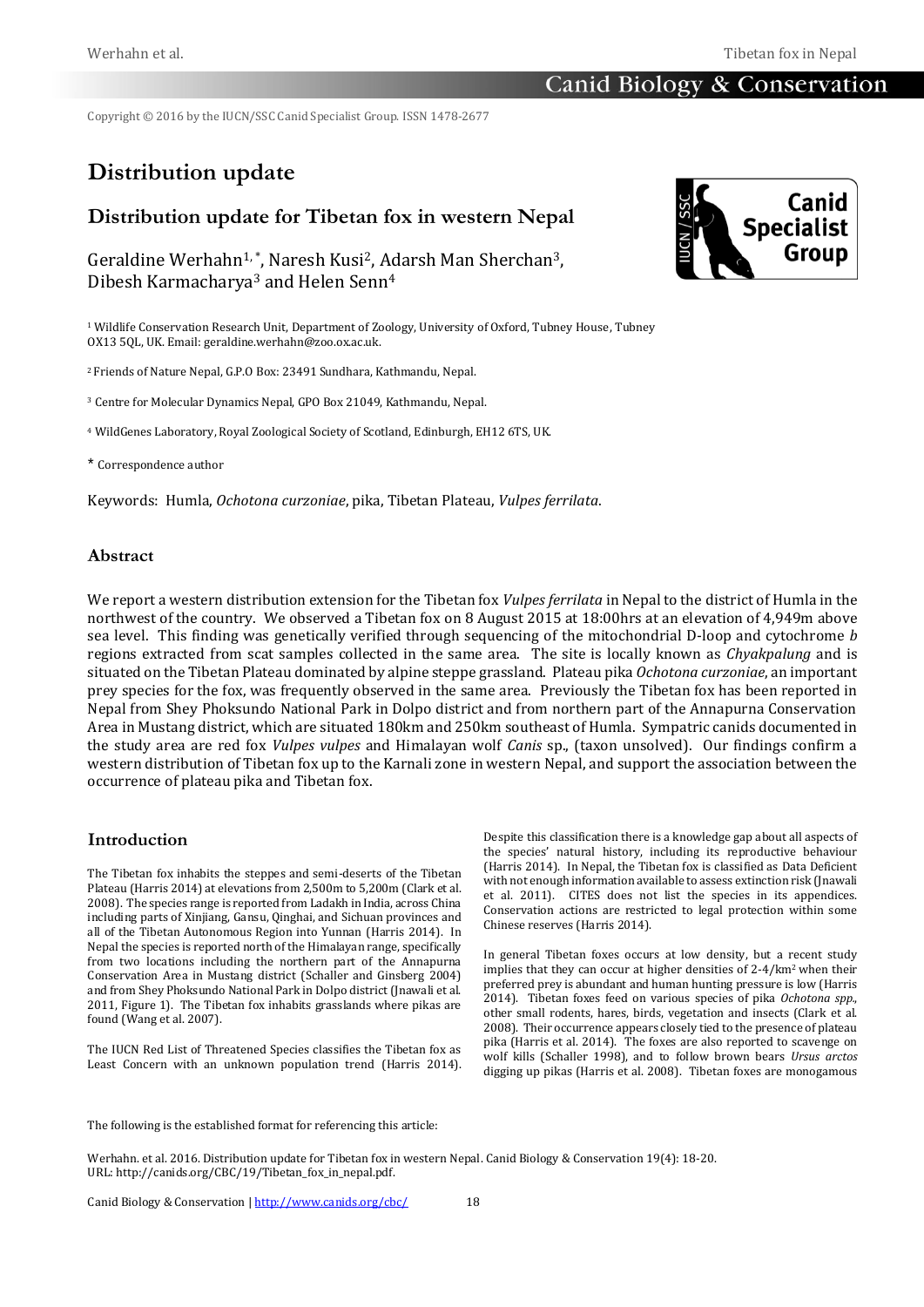Copyright © 2016 by the IUCN/SSC Canid Specialist Group. ISSN 1478-2677

# Distribution update

## Distribution update for Tibetan fox in western Nepal

Geraldine Werhahn[1,*], Naresh Kusi[2], Adarsh Man Sherchan[3], Dibesh Karmacharya[3] and Helen Senn[4]

[1] Wildlife Conservation Research Unit, Department of Zoology, University of Oxford, Tubney House, Tubney OX13 5QL, UK. Email: geraldine.werhahn@zoo.ox.ac.uk.

[2] Friends of Nature Nepal, G.P.O Box: 23491 Sundhara, Kathmandu, Nepal.

[3] Centre for Molecular Dynamics Nepal, GPO Box 21049, Kathmandu, Nepal.

[4] WildGenes Laboratory, Royal Zoological Society of Scotland, Edinburgh, EH12 6TS, UK.

\* Correspondence author

Keywords: Humla, *Ochotona curzoniae*, pika, Tibetan Plateau, *Vulpes ferrilata*.

### Abstract

We report a western distribution extension for the Tibetan fox *Vulpes ferrilata* in Nepal to the district of Humla in the northwest of the country. We observed a Tibetan fox on 8 August 2015 at 18:00hrs at an elevation of 4,949m above sea level. This finding was genetically verified through sequencing of the mitochondrial D-loop and cytochrome *b* regions extracted from scat samples collected in the same area. The site is locally known as *Chyakpalung* and is situated on the Tibetan Plateau dominated by alpine steppe grassland. Plateau pika *Ochotona curzoniae*, an important prey species for the fox, was frequently observed in the same area. Previously the Tibetan fox has been reported in Nepal from Shey Phoksundo National Park in Dolpo district and from northern part of the Annapurna Conservation Area in Mustang district, which are situated 180km and 250km southeast of Humla. Sympatric canids documented in the study area are red fox *Vulpes vulpes* and Himalayan wolf *Canis* sp., (taxon unsolved). Our findings confirm a western distribution of Tibetan fox up to the Karnali zone in western Nepal, and support the association between the occurrence of plateau pika and Tibetan fox.

### Introduction

The Tibetan fox inhabits the steppes and semi-deserts of the Tibetan Plateau (Harris 2014) at elevations from 2,500m to 5,200m (Clark et al. 2008). The species range is reported from Ladakh in India, across China including parts of Xinjiang, Gansu, Qinghai, and Sichuan provinces and all of the Tibetan Autonomous Region into Yunnan (Harris 2014). In Nepal the species is reported north of the Himalayan range, specifically from two locations including the northern part of the Annapurna Conservation Area in Mustang district (Schaller and Ginsberg 2004) and from Shey Phoksundo National Park in Dolpo district (Jnawali et al. 2011, Figure 1). The Tibetan fox inhabits grasslands where pikas are found (Wang et al. 2007).

The IUCN Red List of Threatened Species classifies the Tibetan fox as Least Concern with an unknown population trend (Harris 2014). Despite this classification there is a knowledge gap about all aspects of the species' natural history, including its reproductive behaviour (Harris 2014). In Nepal, the Tibetan fox is classified as Data Deficient with not enough information available to assess extinction risk (Jnawali et al. 2011). CITES does not list the species in its appendices. Conservation actions are restricted to legal protection within some Chinese reserves (Harris 2014).

In general Tibetan foxes occurs at low density, but a recent study implies that they can occur at higher densities of 2-4/km$^2$ when their preferred prey is abundant and human hunting pressure is low (Harris 2014). Tibetan foxes feed on various species of pika *Ochotona spp*., other small rodents, hares, birds, vegetation and insects (Clark et al. 2008). Their occurrence appears closely tied to the presence of plateau pika (Harris et al. 2014). The foxes are also reported to scavenge on wolf kills (Schaller 1998), and to follow brown bears *Ursus arctos* digging up pikas (Harris et al. 2008). Tibetan foxes are monogamous

The following is the established format for referencing this article:

Werhahn. et al. 2016. Distribution update for Tibetan fox in western Nepal. Canid Biology & Conservation 19(4): 18-20. URL: http://canids.org/CBC/19/Tibetan_fox_in_nepal.pdf.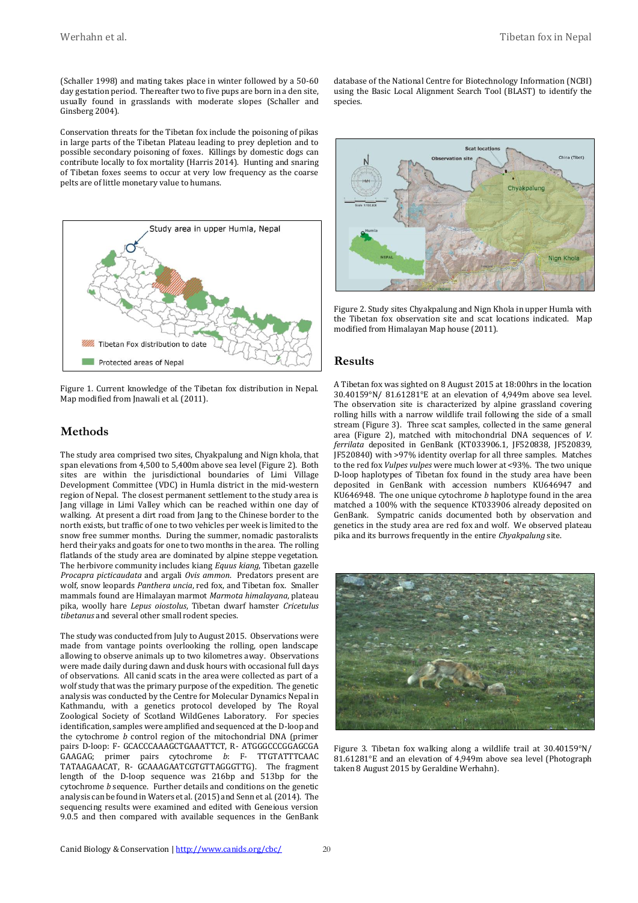(Schaller 1998) and mating takes place in winter followed by a 50-60 day gestation period. Thereafter two to five pups are born in a den site, usually found in grasslands with moderate slopes (Schaller and Ginsberg 2004).

Conservation threats for the Tibetan fox include the poisoning of pikas in large parts of the Tibetan Plateau leading to prey depletion and to possible secondary poisoning of foxes. Killings by domestic dogs can contribute locally to fox mortality (Harris 2014). Hunting and snaring of Tibetan foxes seems to occur at very low frequency as the coarse pelts are of little monetary value to humans.

Figure 1. Current knowledge of the Tibetan fox distribution in Nepal. Map modified from Jnawali et al. (2011).

## Methods

The study area comprised two sites, Chyakpalung and Nign khola, that span elevations from 4,500 to 5,400m above sea level (Figure 2). Both sites are within the jurisdictional boundaries of Limi Village Development Committee (VDC) in Humla district in the mid-western region of Nepal. The closest permanent settlement to the study area is Jang village in Limi Valley which can be reached within one day of walking. At present a dirt road from Jang to the Chinese border to the north exists, but traffic of one to two vehicles per week is limited to the snow free summer months. During the summer, nomadic pastoralists herd their yaks and goats for one to two months in the area. The rolling flatlands of the study area are dominated by alpine steppe vegetation. The herbivore community includes kiang *Equus kiang*, Tibetan gazelle *Procapra picticaudata* and argali *Ovis ammon*. Predators present are wolf, snow leopards *Panthera uncia*, red fox, and Tibetan fox. Smaller mammals found are Himalayan marmot *Marmota himalayana*, plateau pika, woolly hare *Lepus oiostolus*, Tibetan dwarf hamster *Cricetulus tibetanus* and several other small rodent species.

The study was conducted from July to August 2015. Observations were made from vantage points overlooking the rolling, open landscape allowing to observe animals up to two kilometres away. Observations were made daily during dawn and dusk hours with occasional full days of observations. All canid scats in the area were collected as part of a wolf study that was the primary purpose of the expedition. The genetic analysis was conducted by the Centre for Molecular Dynamics Nepal in Kathmandu, with a genetics protocol developed by The Royal Zoological Society of Scotland WildGenes Laboratory. For species identification, samples were amplified and sequenced at the D-loop and the cytochrome *b* control region of the mitochondrial DNA (primer pairs D-loop: F- GCACCCAAAGCTGAAATTCT, R- ATGGGCCCGGAGCGA GAAGAG; primer pairs cytochrome *b*: F- TTGTATTTCAAC TATAAGAACAT, R- GCAAAGAATCGTGTTAGGGTTG). The fragment length of the D-loop sequence was 216bp and 513bp for the cytochrome *b* sequence. Further details and conditions on the genetic analysis can be found in Waters et al. (2015) and Senn et al. (2014). The sequencing results were examined and edited with Geneious version 9.0.5 and then compared with available sequences in the GenBank database of the National Centre for Biotechnology Information (NCBI) using the Basic Local Alignment Search Tool (BLAST) to identify the species.

Figure 2. Study sites Chyakpalung and Nign Khola in upper Humla with the Tibetan fox observation site and scat locations indicated. Map modified from Himalayan Map house (2011).

## Results

A Tibetan fox was sighted on 8 August 2015 at 18:00hrs in the location 30.40159°N/ 81.61281°E at an elevation of 4,949m above sea level. The observation site is characterized by alpine grassland covering rolling hills with a narrow wildlife trail following the side of a small stream (Figure 3). Three scat samples, collected in the same general area (Figure 2), matched with mitochondrial DNA sequences of *V. ferrilata* deposited in GenBank (KT033906.1, JF520838, JF520839, JF520840) with >97% identity overlap for all three samples. Matches to the red fox *Vulpes vulpes* were much lower at <93%. The two unique D-loop haplotypes of Tibetan fox found in the study area have been deposited in GenBank with accession numbers KU646947 and KU646948. The one unique cytochrome *b* haplotype found in the area matched a 100% with the sequence KT033906 already deposited on GenBank. Sympatric canids documented both by observation and genetics in the study area are red fox and wolf. We observed plateau pika and its burrows frequently in the entire *Chyakpalung* site.

Figure 3. Tibetan fox walking along a wildlife trail at 30.40159°N/ 81.61281°E and an elevation of 4,949m above sea level (Photograph taken 8 August 2015 by Geraldine Werhahn).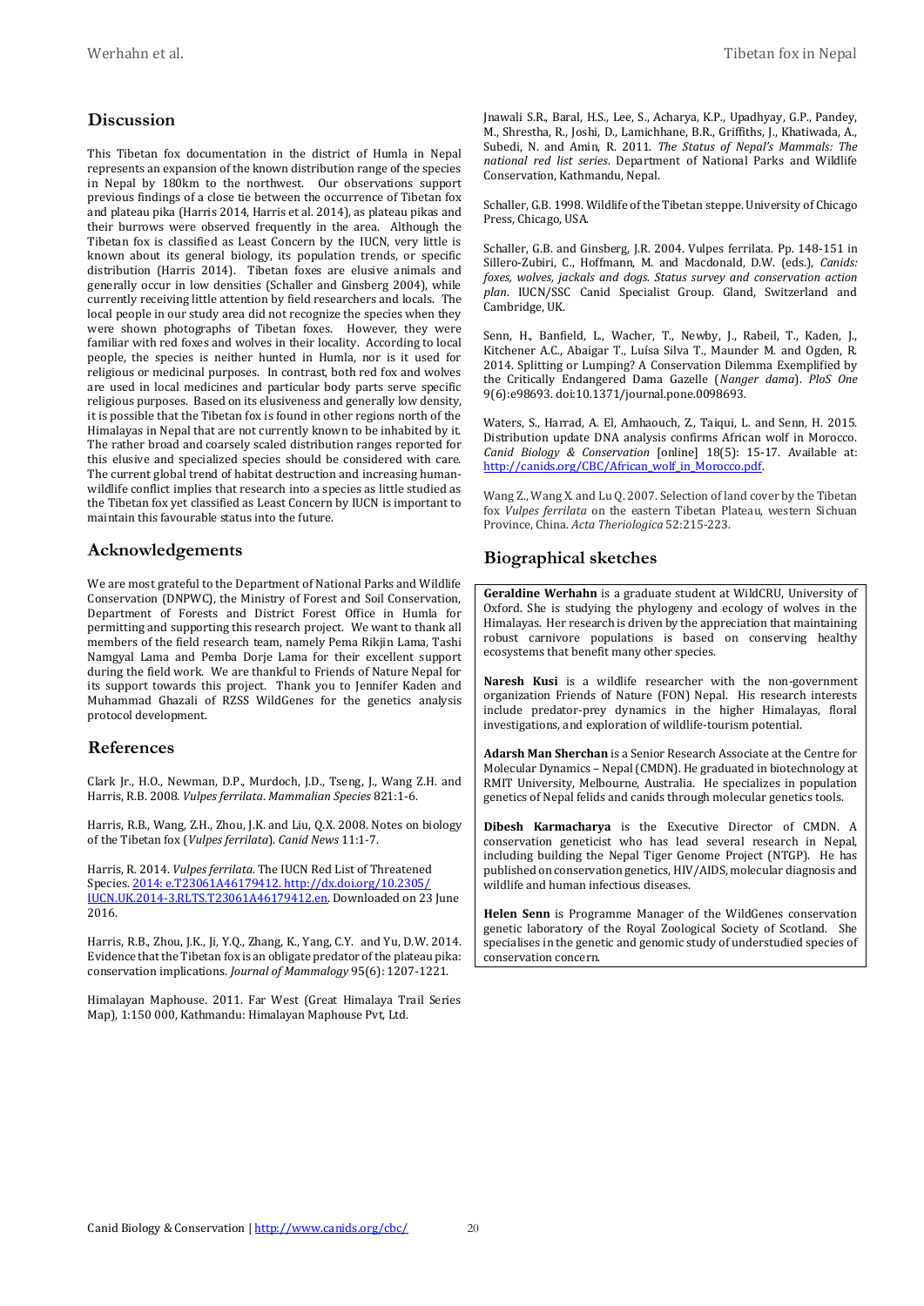## Discussion

This Tibetan fox documentation in the district of Humla in Nepal represents an expansion of the known distribution range of the species in Nepal by 180km to the northwest. Our observations support previous findings of a close tie between the occurrence of Tibetan fox and plateau pika (Harris 2014, Harris et al. 2014), as plateau pikas and their burrows were observed frequently in the area. Although the Tibetan fox is classified as Least Concern by the IUCN, very little is known about its general biology, its population trends, or specific distribution (Harris 2014). Tibetan foxes are elusive animals and generally occur in low densities (Schaller and Ginsberg 2004), while currently receiving little attention by field researchers and locals. The local people in our study area did not recognize the species when they were shown photographs of Tibetan foxes. However, they were familiar with red foxes and wolves in their locality. According to local people, the species is neither hunted in Humla, nor is it used for religious or medicinal purposes. In contrast, both red fox and wolves are used in local medicines and particular body parts serve specific religious purposes. Based on its elusiveness and generally low density, it is possible that the Tibetan fox is found in other regions north of the Himalayas in Nepal that are not currently known to be inhabited by it. The rather broad and coarsely scaled distribution ranges reported for this elusive and specialized species should be considered with care. The current global trend of habitat destruction and increasing human-wildlife conflict implies that research into a species as little studied as the Tibetan fox yet classified as Least Concern by IUCN is important to maintain this favourable status into the future.

## Acknowledgements

We are most grateful to the Department of National Parks and Wildlife Conservation (DNPWC), the Ministry of Forest and Soil Conservation, Department of Forests and District Forest Office in Humla for permitting and supporting this research project. We want to thank all members of the field research team, namely Pema Rikjin Lama, Tashi Namgyal Lama and Pemba Dorje Lama for their excellent support during the field work. We are thankful to Friends of Nature Nepal for its support towards this project. Thank you to Jennifer Kaden and Muhammad Ghazali of RZSS WildGenes for the genetics analysis protocol development.

## References

Clark Jr., H.O., Newman, D.P., Murdoch, J.D., Tseng, J., Wang Z.H. and Harris, R.B. 2008. *Vulpes ferrilata*. *Mammalian Species* 821:1-6.

Harris, R.B., Wang, Z.H., Zhou, J.K. and Liu, Q.X. 2008. Notes on biology of the Tibetan fox (*Vulpes ferrilata*). *Canid News* 11:1-7.

Harris, R. 2014. *Vulpes ferrilata*. The IUCN Red List of Threatened Species. 2014: e.T23061A46179412. http://dx.doi.org/10.2305/IUCN.UK.2014-3.RLTS.T23061A46179412.en. Downloaded on 23 June 2016.

Harris, R.B., Zhou, J.K., Ji, Y.Q., Zhang, K., Yang, C.Y. and Yu, D.W. 2014. Evidence that the Tibetan fox is an obligate predator of the plateau pika: conservation implications. *Journal of Mammalogy* 95(6): 1207-1221.

Himalayan Maphouse. 2011. Far West (Great Himalaya Trail Series Map), 1:150 000, Kathmandu: Himalayan Maphouse Pvt, Ltd.

Jnawali S.R., Baral, H.S., Lee, S., Acharya, K.P., Upadhyay, G.P., Pandey, M., Shrestha, R., Joshi, D., Lamichhane, B.R., Griffiths, J., Khatiwada, A., Subedi, N. and Amin, R. 2011. *The Status of Nepal's Mammals: The national red list series*. Department of National Parks and Wildlife Conservation, Kathmandu, Nepal.

Schaller, G.B. 1998. Wildlife of the Tibetan steppe. University of Chicago Press, Chicago, USA.

Schaller, G.B. and Ginsberg, J.R. 2004. Vulpes ferrilata. Pp. 148-151 in Sillero-Zubiri, C., Hoffmann, M. and Macdonald, D.W. (eds.), *Canids: foxes, wolves, jackals and dogs. Status survey and conservation action plan*. IUCN/SSC Canid Specialist Group. Gland, Switzerland and Cambridge, UK.

Senn, H., Banfield, L., Wacher, T., Newby, J., Rabeil, T., Kaden, J., Kitchener A.C., Abaigar T., Luísa Silva T., Maunder M. and Ogden, R. 2014. Splitting or Lumping? A Conservation Dilemma Exemplified by the Critically Endangered Dama Gazelle (*Nanger dama*). *PloS One* 9(6):e98693. doi:10.1371/journal.pone.0098693.

Waters, S., Harrad, A. El, Amhaouch, Z., Taiqui, L. and Senn, H. 2015. Distribution update DNA analysis confirms African wolf in Morocco. *Canid Biology & Conservation* [online] 18(5): 15-17. Available at: http://canids.org/CBC/African_wolf_in_Morocco.pdf.

Wang Z., Wang X. and Lu Q. 2007. Selection of land cover by the Tibetan fox *Vulpes ferrilata* on the eastern Tibetan Plateau, western Sichuan Province, China. *Acta Theriologica* 52:215-223.

## Biographical sketches

**Geraldine Werhahn** is a graduate student at WildCRU, University of Oxford. She is studying the phylogeny and ecology of wolves in the Himalayas. Her research is driven by the appreciation that maintaining robust carnivore populations is based on conserving healthy ecosystems that benefit many other species.

**Naresh Kusi** is a wildlife researcher with the non-government organization Friends of Nature (FON) Nepal. His research interests include predator-prey dynamics in the higher Himalayas, floral investigations, and exploration of wildlife-tourism potential.

**Adarsh Man Sherchan** is a Senior Research Associate at the Centre for Molecular Dynamics – Nepal (CMDN). He graduated in biotechnology at RMIT University, Melbourne, Australia. He specializes in population genetics of Nepal felids and canids through molecular genetics tools.

**Dibesh Karmacharya** is the Executive Director of CMDN. A conservation geneticist who has lead several research in Nepal, including building the Nepal Tiger Genome Project (NTGP). He has published on conservation genetics, HIV/AIDS, molecular diagnosis and wildlife and human infectious diseases.

**Helen Senn** is Programme Manager of the WildGenes conservation genetic laboratory of the Royal Zoological Society of Scotland. She specialises in the genetic and genomic study of understudied species of conservation concern.